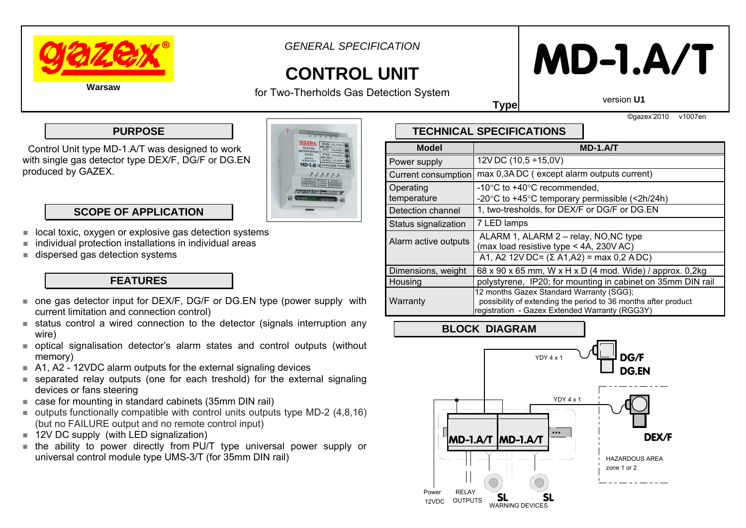**gazex®**

Warsaw

*GENERAL SPECIFICATION*

# CONTROL UNIT

for Two-Therholds Gas Detection System

Type

# MD-1.A/T

version **U1**

©gazex'2010 v1007en

## PURPOSE

Control Unit type MD-1.A/T was designed to work with single gas detector type DEX/F, DG/F or DG.EN produced by GAZEX.

## SCOPE OF APPLICATION

- local toxic, oxygen or explosive gas detection systems
- individual protection installations in individual areas
- dispersed gas detection systems

## FEATURES

- one gas detector input for DEX/F, DG/F or DG.EN type (power supply with current limitation and connection control)
- status control a wired connection to the detector (signals interruption any wire)
- optical signalisation detector's alarm states and control outputs (without memory)
- A1, A2 - 12VDC alarm outputs for the external signaling devices
- separated relay outputs (one for each treshold) for the external signaling devices or fans steering
- case for mounting in standard cabinets (35mm DIN rail)
- outputs functionally compatible with control units outputs type MD-2 (4,8,16) (but no FAILURE output and no remote control input)
- 12V DC supply (with LED signalization)
- the ability to power directly from PU/T type universal power supply or universal control module type UMS-3/T (for 35mm DIN rail)

## TECHNICAL SPECIFICATIONS

| Model | MD-1.A/T |
|---|---|
| Power supply | 12V DC (10,5 ÷15,0V) |
| Current consumption | max 0,3A DC ( except alarm outputs current) |
| Operating temperature | -10°C to +40°C recommended,<br>-20°C to +45°C temporary permissible (<2h/24h) |
| Detection channel | 1, two-tresholds, for DEX/F or DG/F or DG.EN |
| Status signalization | 7 LED lamps |
| Alarm active outputs | ALARM 1, ALARM 2 – relay, NO,NC type<br>(max load resistive type < 4A, 230V AC) |
| | A1, A2 12V DC= (Σ A1,A2) = max 0,2 A DC) |
| Dimensions, weight | 68 x 90 x 65 mm, W x H x D (4 mod. Wide) / approx. 0,2kg |
| Housing | polystyrene, IP20; for mounting in cabinet on 35mm DIN rail |
| Warranty | 12 months Gazex Standard Warranty (SGG);<br>possibility of extending the period to 36 months after product registration - Gazex Extended Warranty (RGG3Y) |

## BLOCK DIAGRAM

YDY 4 x 1 — DG/F, DG.EN

YDY 4 x 1 — DEX/F

MD-1.A/T MD-1.A/T ...

HAZARDOUS AREA zone 1 or 2

Power 12VDC — RELAY OUTPUTS — SL SL WARNING DEVICES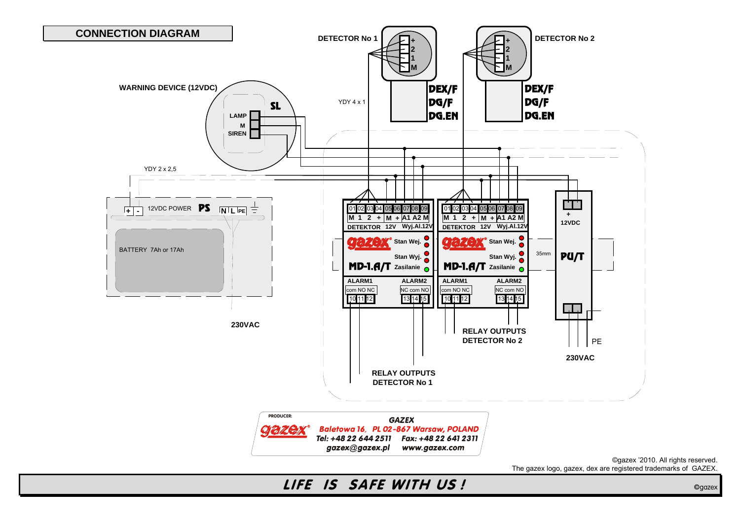## CONNECTION DIAGRAM

DETECTOR No 1

+
2
1
M

DEX/F
DG/F
DG.EN

DETECTOR No 2

+
2
1
M

DEX/F
DG/F
DG.EN

WARNING DEVICE (12VDC)

SL

LAMP
M
SIREN

YDY 4 x 1

YDY 2 x 2,5

\+ -
12VDC POWER **PS**
N L PE

BATTERY 7Ah or 17Ah

230VAC

01 02 03 04 05 06 07 08 09
M 1 2 + M + A1 A2 M
DETEKTOR 12V Wyj.Al.12V

gazex
Stan Wej.
Stan Wyj.
MD-1.A/T Zasilanie

ALARM1 ALARM2
com NO NC NC com NO
10 11 12 13 14 15

01 02 03 04 05 06 07 08 09
M 1 2 + M + A1 A2 M
DETEKTOR 12V Wyj.Al.12V

gazex
Stan Wej.
Stan Wyj.
MD-1.A/T Zasilanie

ALARM1 ALARM2
com NO NC NC com NO
10 11 12 13 14 15

35mm

\+
12VDC

PU/T

PE

230VAC

RELAY OUTPUTS
DETECTOR No 2

RELAY OUTPUTS
DETECTOR No 1

PRODUCER:

gazex

*GAZEX*
*Baletowa 16, PL 02-867 Warsaw, POLAND*
*Tel: +48 22 644 2511 Fax: +48 22 641 2311*
*gazex@gazex.pl www.gazex.com*

©gazex '2010. All rights reserved.
The gazex logo, gazex, dex are registered trademarks of GAZEX.

*LIFE IS SAFE WITH US !*